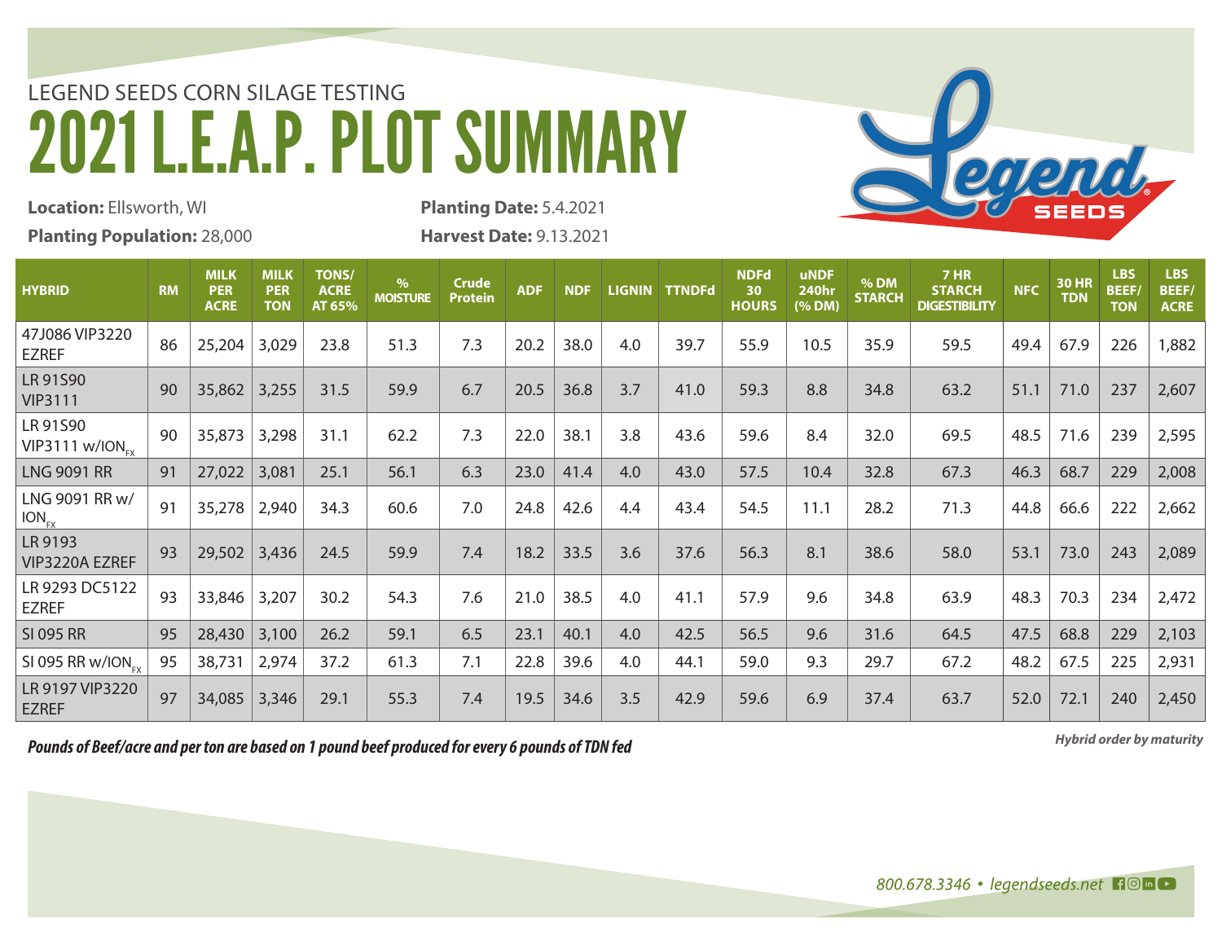LEGEND SEEDS CORN SILAGE TESTING

# 2021 L.E.A.P. PLOT SUMMARY

**Location:** Ellsworth, WI

**Planting Population:** 28,000

**Planting Date:** 5.4.2021

**Harvest Date:** 9.13.2021

| HYBRID | RM | MILK PER ACRE | MILK PER TON | TONS/ ACRE AT 65% | % MOISTURE | Crude Protein | ADF | NDF | LIGNIN | TTNDFd | NDFd 30 HOURS | uNDF 240hr (% DM) | % DM STARCH | 7 HR STARCH DIGESTIBILITY | NFC | 30 HR TDN | LBS BEEF/ TON | LBS BEEF/ ACRE |
|---|---|---|---|---|---|---|---|---|---|---|---|---|---|---|---|---|---|---|
| 47J086 VIP3220 EZREF | 86 | 25,204 | 3,029 | 23.8 | 51.3 | 7.3 | 20.2 | 38.0 | 4.0 | 39.7 | 55.9 | 10.5 | 35.9 | 59.5 | 49.4 | 67.9 | 226 | 1,882 |
| LR 91S90 VIP3111 | 90 | 35,862 | 3,255 | 31.5 | 59.9 | 6.7 | 20.5 | 36.8 | 3.7 | 41.0 | 59.3 | 8.8 | 34.8 | 63.2 | 51.1 | 71.0 | 237 | 2,607 |
| LR 91S90 VIP3111 w/$ION_{FX}$ | 90 | 35,873 | 3,298 | 31.1 | 62.2 | 7.3 | 22.0 | 38.1 | 3.8 | 43.6 | 59.6 | 8.4 | 32.0 | 69.5 | 48.5 | 71.6 | 239 | 2,595 |
| LNG 9091 RR | 91 | 27,022 | 3,081 | 25.1 | 56.1 | 6.3 | 23.0 | 41.4 | 4.0 | 43.0 | 57.5 | 10.4 | 32.8 | 67.3 | 46.3 | 68.7 | 229 | 2,008 |
| LNG 9091 RR w/ $ION_{FX}$ | 91 | 35,278 | 2,940 | 34.3 | 60.6 | 7.0 | 24.8 | 42.6 | 4.4 | 43.4 | 54.5 | 11.1 | 28.2 | 71.3 | 44.8 | 66.6 | 222 | 2,662 |
| LR 9193 VIP3220A EZREF | 93 | 29,502 | 3,436 | 24.5 | 59.9 | 7.4 | 18.2 | 33.5 | 3.6 | 37.6 | 56.3 | 8.1 | 38.6 | 58.0 | 53.1 | 73.0 | 243 | 2,089 |
| LR 9293 DC5122 EZREF | 93 | 33,846 | 3,207 | 30.2 | 54.3 | 7.6 | 21.0 | 38.5 | 4.0 | 41.1 | 57.9 | 9.6 | 34.8 | 63.9 | 48.3 | 70.3 | 234 | 2,472 |
| SI 095 RR | 95 | 28,430 | 3,100 | 26.2 | 59.1 | 6.5 | 23.1 | 40.1 | 4.0 | 42.5 | 56.5 | 9.6 | 31.6 | 64.5 | 47.5 | 68.8 | 229 | 2,103 |
| SI 095 RR w/$ION_{FX}$ | 95 | 38,731 | 2,974 | 37.2 | 61.3 | 7.1 | 22.8 | 39.6 | 4.0 | 44.1 | 59.0 | 9.3 | 29.7 | 67.2 | 48.2 | 67.5 | 225 | 2,931 |
| LR 9197 VIP3220 EZREF | 97 | 34,085 | 3,346 | 29.1 | 55.3 | 7.4 | 19.5 | 34.6 | 3.5 | 42.9 | 59.6 | 6.9 | 37.4 | 63.7 | 52.0 | 72.1 | 240 | 2,450 |

***Pounds of Beef/acre and per ton are based on 1 pound beef produced for every 6 pounds of TDN fed***

*Hybrid order by maturity*

*800.678.3346 • legendseeds.net*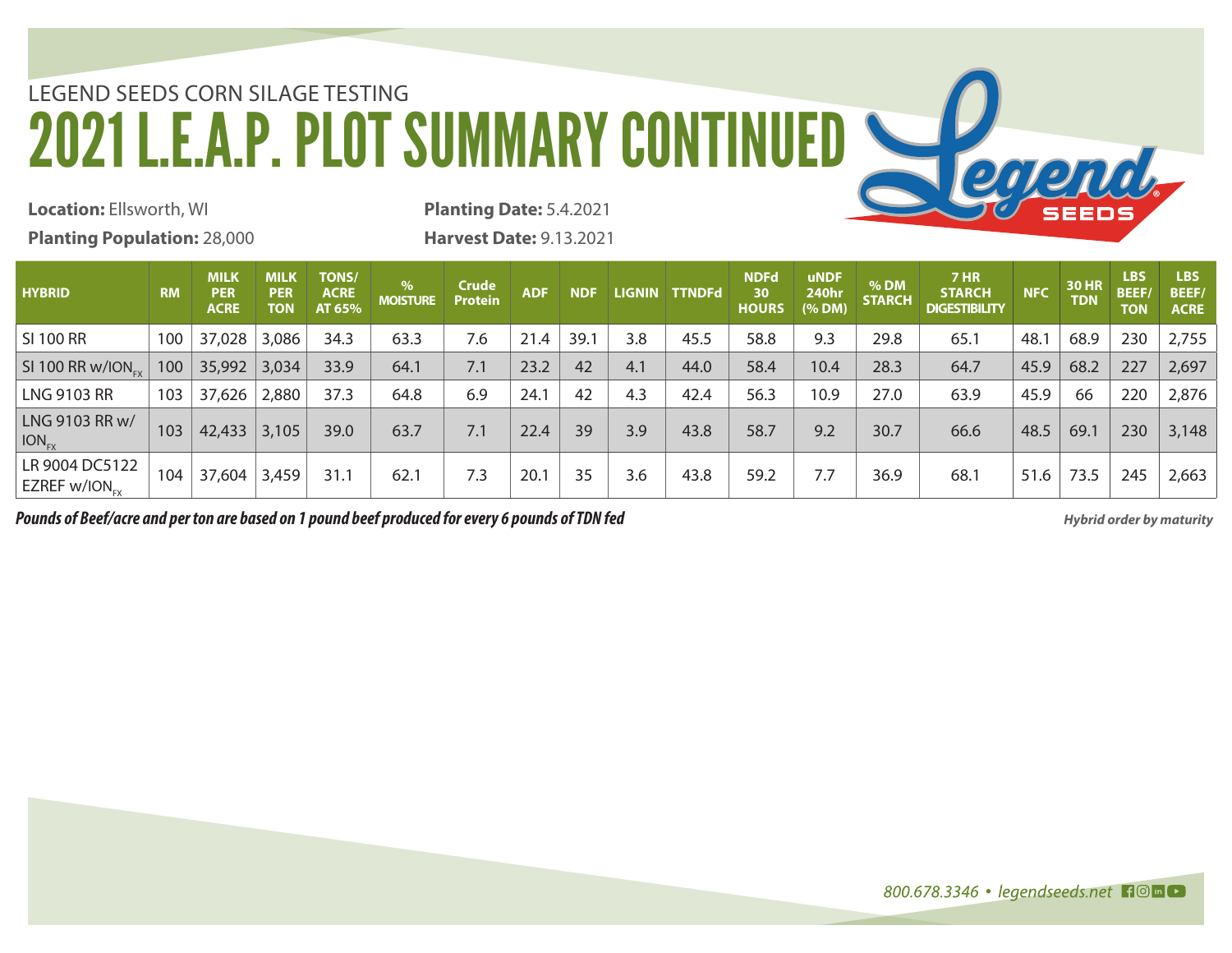LEGEND SEEDS CORN SILAGE TESTING

# 2021 L.E.A.P. PLOT SUMMARY CONTINUED

**Location:** Ellsworth, WI

**Planting Population:** 28,000

**Planting Date:** 5.4.2021

**Harvest Date:** 9.13.2021

| HYBRID | RM | MILK PER ACRE | MILK PER TON | TONS/ ACRE AT 65% | % MOISTURE | Crude Protein | ADF | NDF | LIGNIN | TTNDFd | NDFd 30 HOURS | uNDF 240hr (% DM) | % DM STARCH | 7 HR STARCH DIGESTIBILITY | NFC | 30 HR TDN | LBS BEEF/ TON | LBS BEEF/ ACRE |
|---|---|---|---|---|---|---|---|---|---|---|---|---|---|---|---|---|---|---|
| SI 100 RR | 100 | 37,028 | 3,086 | 34.3 | 63.3 | 7.6 | 21.4 | 39.1 | 3.8 | 45.5 | 58.8 | 9.3 | 29.8 | 65.1 | 48.1 | 68.9 | 230 | 2,755 |
| SI 100 RR w/$ION_{FX}$ | 100 | 35,992 | 3,034 | 33.9 | 64.1 | 7.1 | 23.2 | 42 | 4.1 | 44.0 | 58.4 | 10.4 | 28.3 | 64.7 | 45.9 | 68.2 | 227 | 2,697 |
| LNG 9103 RR | 103 | 37,626 | 2,880 | 37.3 | 64.8 | 6.9 | 24.1 | 42 | 4.3 | 42.4 | 56.3 | 10.9 | 27.0 | 63.9 | 45.9 | 66 | 220 | 2,876 |
| LNG 9103 RR w/ $ION_{FX}$ | 103 | 42,433 | 3,105 | 39.0 | 63.7 | 7.1 | 22.4 | 39 | 3.9 | 43.8 | 58.7 | 9.2 | 30.7 | 66.6 | 48.5 | 69.1 | 230 | 3,148 |
| LR 9004 DC5122 EZREF w/$ION_{FX}$ | 104 | 37,604 | 3,459 | 31.1 | 62.1 | 7.3 | 20.1 | 35 | 3.6 | 43.8 | 59.2 | 7.7 | 36.9 | 68.1 | 51.6 | 73.5 | 245 | 2,663 |

***Pounds of Beef/acre and per ton are based on 1 pound beef produced for every 6 pounds of TDN fed***

***Hybrid order by maturity***

*800.678.3346 • legendseeds.net*